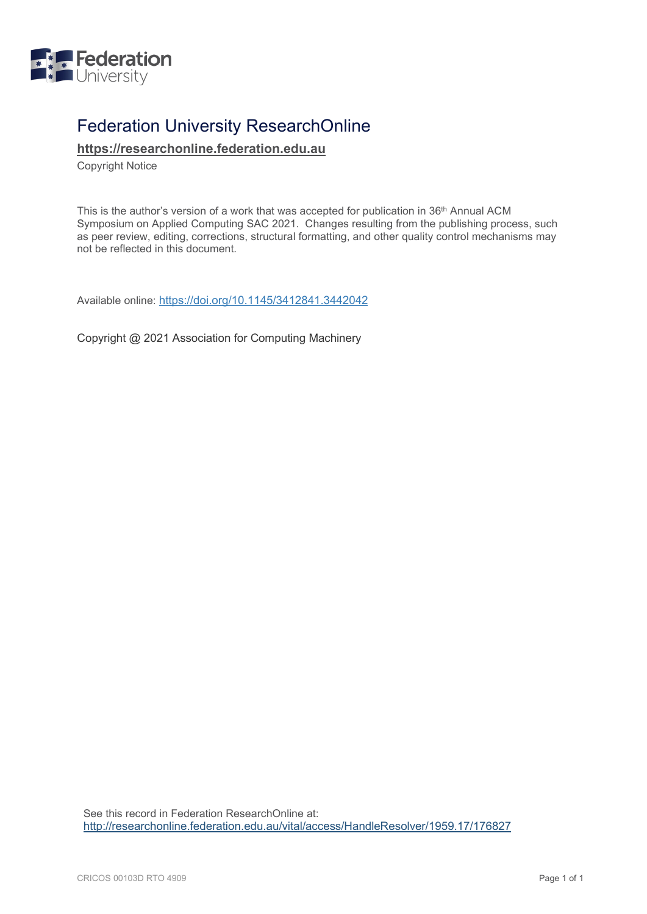# Federation University ResearchOnline

**https://researchonline.federation.edu.au**

Copyright Notice

This is the author's version of a work that was accepted for publication in 36th Annual ACM Symposium on Applied Computing SAC 2021. Changes resulting from the publishing process, such as peer review, editing, corrections, structural formatting, and other quality control mechanisms may not be reflected in this document.

Available online: https://doi.org/10.1145/3412841.3442042

Copyright @ 2021 Association for Computing Machinery

See this record in Federation ResearchOnline at:
http://researchonline.federation.edu.au/vital/access/HandleResolver/1959.17/176827

CRICOS 00103D RTO 4909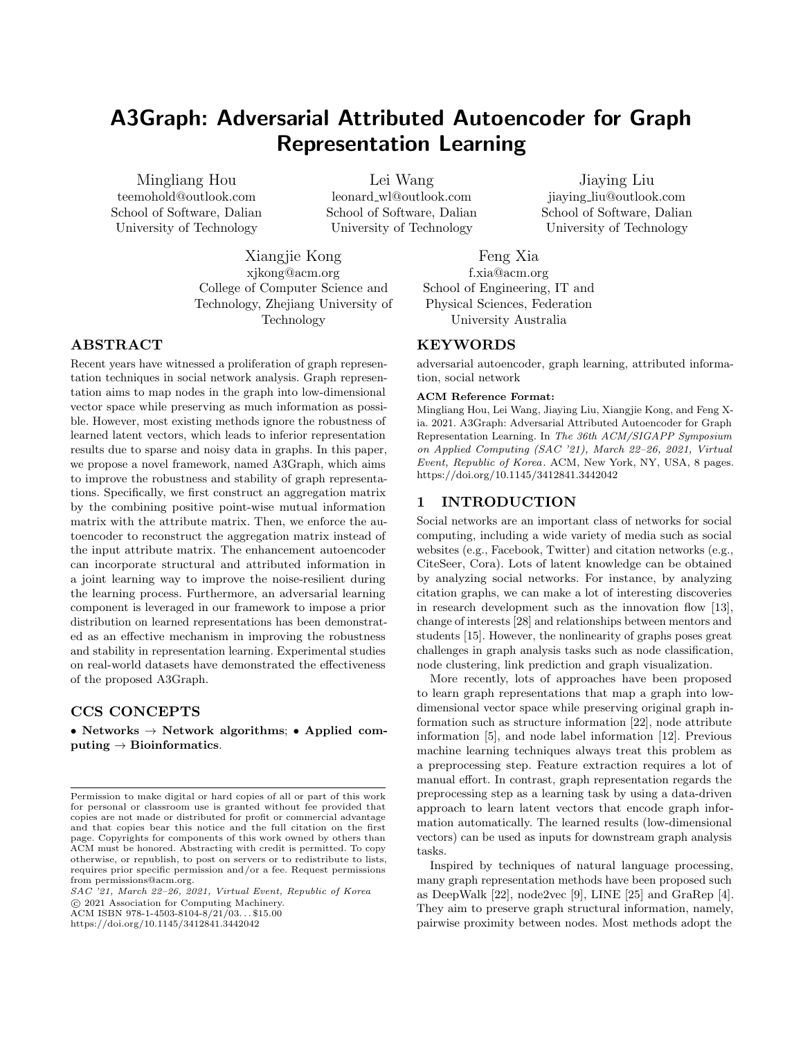# A3Graph: Adversarial Attributed Autoencoder for Graph Representation Learning

Mingliang Hou
teemohold@outlook.com
School of Software, Dalian University of Technology

Lei Wang
leonard_wl@outlook.com
School of Software, Dalian University of Technology

Jiaying Liu
jiaying_liu@outlook.com
School of Software, Dalian University of Technology

Xiangjie Kong
xjkong@acm.org
College of Computer Science and Technology, Zhejiang University of Technology

Feng Xia
f.xia@acm.org
School of Engineering, IT and Physical Sciences, Federation University Australia

## ABSTRACT

Recent years have witnessed a proliferation of graph representation techniques in social network analysis. Graph representation aims to map nodes in the graph into low-dimensional vector space while preserving as much information as possible. However, most existing methods ignore the robustness of learned latent vectors, which leads to inferior representation results due to sparse and noisy data in graphs. In this paper, we propose a novel framework, named A3Graph, which aims to improve the robustness and stability of graph representations. Specifically, we first construct an aggregation matrix by the combining positive point-wise mutual information matrix with the attribute matrix. Then, we enforce the autoencoder to reconstruct the aggregation matrix instead of the input attribute matrix. The enhancement autoencoder can incorporate structural and attributed information in a joint learning way to improve the noise-resilient during the learning process. Furthermore, an adversarial learning component is leveraged in our framework to impose a prior distribution on learned representations has been demonstrated as an effective mechanism in improving the robustness and stability in representation learning. Experimental studies on real-world datasets have demonstrated the effectiveness of the proposed A3Graph.

## CCS CONCEPTS

• **Networks** → **Network algorithms**; • **Applied computing** → **Bioinformatics**.

## KEYWORDS

adversarial autoencoder, graph learning, attributed information, social network

**ACM Reference Format:**
Mingliang Hou, Lei Wang, Jiaying Liu, Xiangjie Kong, and Feng Xia. 2021. A3Graph: Adversarial Attributed Autoencoder for Graph Representation Learning. In *The 36th ACM/SIGAPP Symposium on Applied Computing (SAC '21), March 22–26, 2021, Virtual Event, Republic of Korea.* ACM, New York, NY, USA, 8 pages. https://doi.org/10.1145/3412841.3442042

Permission to make digital or hard copies of all or part of this work for personal or classroom use is granted without fee provided that copies are not made or distributed for profit or commercial advantage and that copies bear this notice and the full citation on the first page. Copyrights for components of this work owned by others than ACM must be honored. Abstracting with credit is permitted. To copy otherwise, or republish, to post on servers or to redistribute to lists, requires prior specific permission and/or a fee. Request permissions from permissions@acm.org.
*SAC '21, March 22–26, 2021, Virtual Event, Republic of Korea*
© 2021 Association for Computing Machinery.
ACM ISBN 978-1-4503-8104-8/21/03...$15.00
https://doi.org/10.1145/3412841.3442042

## 1 INTRODUCTION

Social networks are an important class of networks for social computing, including a wide variety of media such as social websites (e.g., Facebook, Twitter) and citation networks (e.g., CiteSeer, Cora). Lots of latent knowledge can be obtained by analyzing social networks. For instance, by analyzing citation graphs, we can make a lot of interesting discoveries in research development such as the innovation flow [13], change of interests [28] and relationships between mentors and students [15]. However, the nonlinearity of graphs poses great challenges in graph analysis tasks such as node classification, node clustering, link prediction and graph visualization.

More recently, lots of approaches have been proposed to learn graph representations that map a graph into low-dimensional vector space while preserving original graph information such as structure information [22], node attribute information [5], and node label information [12]. Previous machine learning techniques always treat this problem as a preprocessing step. Feature extraction requires a lot of manual effort. In contrast, graph representation regards the preprocessing step as a learning task by using a data-driven approach to learn latent vectors that encode graph information automatically. The learned results (low-dimensional vectors) can be used as inputs for downstream graph analysis tasks.

Inspired by techniques of natural language processing, many graph representation methods have been proposed such as DeepWalk [22], node2vec [9], LINE [25] and GraRep [4]. They aim to preserve graph structural information, namely, pairwise proximity between nodes. Most methods adopt the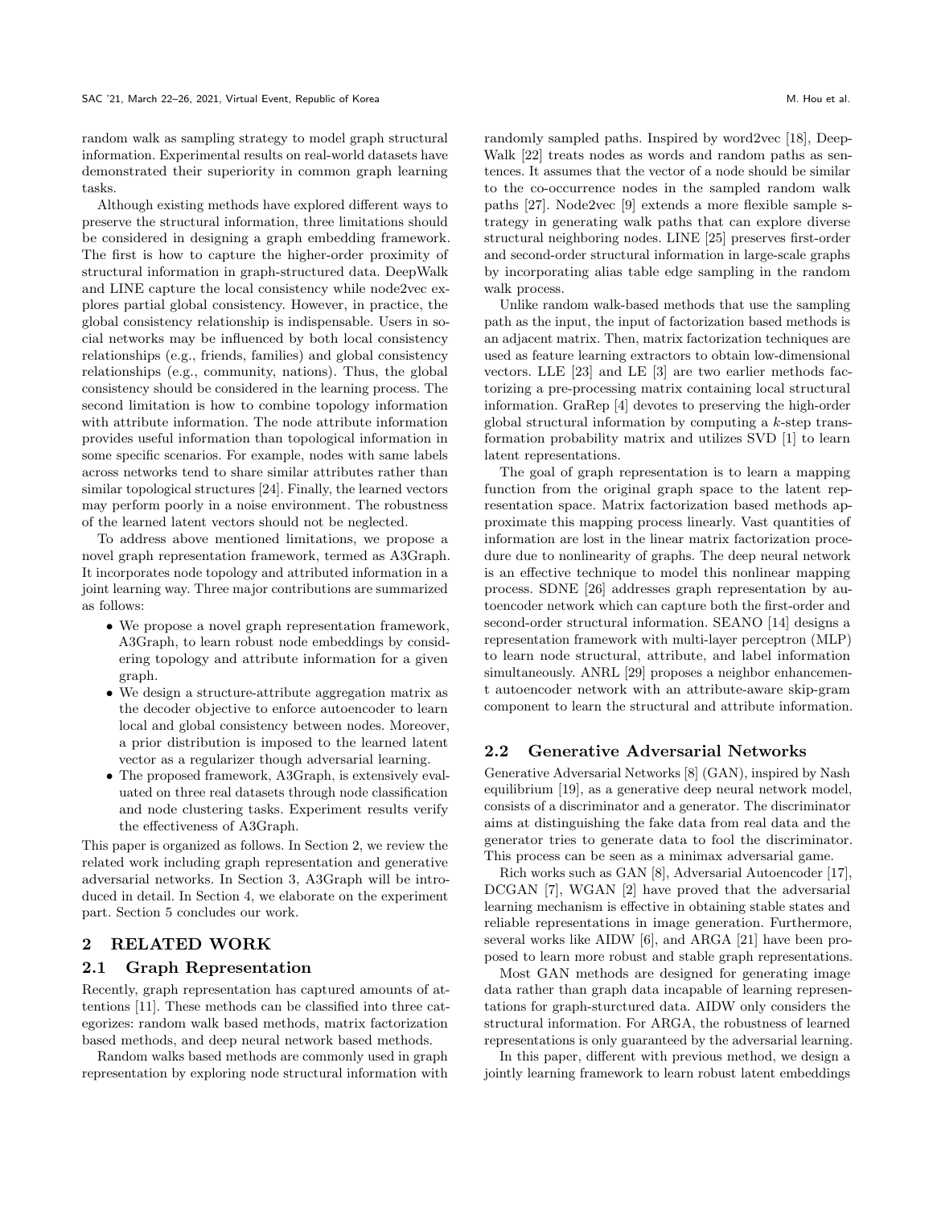random walk as sampling strategy to model graph structural information. Experimental results on real-world datasets have demonstrated their superiority in common graph learning tasks.

Although existing methods have explored different ways to preserve the structural information, three limitations should be considered in designing a graph embedding framework. The first is how to capture the higher-order proximity of structural information in graph-structured data. DeepWalk and LINE capture the local consistency while node2vec explores partial global consistency. However, in practice, the global consistency relationship is indispensable. Users in social networks may be influenced by both local consistency relationships (e.g., friends, families) and global consistency relationships (e.g., community, nations). Thus, the global consistency should be considered in the learning process. The second limitation is how to combine topology information with attribute information. The node attribute information provides useful information than topological information in some specific scenarios. For example, nodes with same labels across networks tend to share similar attributes rather than similar topological structures [24]. Finally, the learned vectors may perform poorly in a noise environment. The robustness of the learned latent vectors should not be neglected.

To address above mentioned limitations, we propose a novel graph representation framework, termed as A3Graph. It incorporates node topology and attributed information in a joint learning way. Three major contributions are summarized as follows:

- We propose a novel graph representation framework, A3Graph, to learn robust node embeddings by considering topology and attribute information for a given graph.
- We design a structure-attribute aggregation matrix as the decoder objective to enforce autoencoder to learn local and global consistency between nodes. Moreover, a prior distribution is imposed to the learned latent vector as a regularizer though adversarial learning.
- The proposed framework, A3Graph, is extensively evaluated on three real datasets through node classification and node clustering tasks. Experiment results verify the effectiveness of A3Graph.

This paper is organized as follows. In Section 2, we review the related work including graph representation and generative adversarial networks. In Section 3, A3Graph will be introduced in detail. In Section 4, we elaborate on the experiment part. Section 5 concludes our work.

## 2 RELATED WORK

### 2.1 Graph Representation

Recently, graph representation has captured amounts of attentions [11]. These methods can be classified into three categorizes: random walk based methods, matrix factorization based methods, and deep neural network based methods.

Random walks based methods are commonly used in graph representation by exploring node structural information with randomly sampled paths. Inspired by word2vec [18], DeepWalk [22] treats nodes as words and random paths as sentences. It assumes that the vector of a node should be similar to the co-occurrence nodes in the sampled random walk paths [27]. Node2vec [9] extends a more flexible sample strategy in generating walk paths that can explore diverse structural neighboring nodes. LINE [25] preserves first-order and second-order structural information in large-scale graphs by incorporating alias table edge sampling in the random walk process.

Unlike random walk-based methods that use the sampling path as the input, the input of factorization based methods is an adjacent matrix. Then, matrix factorization techniques are used as feature learning extractors to obtain low-dimensional vectors. LLE [23] and LE [3] are two earlier methods factorizing a pre-processing matrix containing local structural information. GraRep [4] devotes to preserving the high-order global structural information by computing a $k$-step transformation probability matrix and utilizes SVD [1] to learn latent representations.

The goal of graph representation is to learn a mapping function from the original graph space to the latent representation space. Matrix factorization based methods approximate this mapping process linearly. Vast quantities of information are lost in the linear matrix factorization procedure due to nonlinearity of graphs. The deep neural network is an effective technique to model this nonlinear mapping process. SDNE [26] addresses graph representation by autoencoder network which can capture both the first-order and second-order structural information. SEANO [14] designs a representation framework with multi-layer perceptron (MLP) to learn node structural, attribute, and label information simultaneously. ANRL [29] proposes a neighbor enhancement autoencoder network with an attribute-aware skip-gram component to learn the structural and attribute information.

### 2.2 Generative Adversarial Networks

Generative Adversarial Networks [8] (GAN), inspired by Nash equilibrium [19], as a generative deep neural network model, consists of a discriminator and a generator. The discriminator aims at distinguishing the fake data from real data and the generator tries to generate data to fool the discriminator. This process can be seen as a minimax adversarial game.

Rich works such as GAN [8], Adversarial Autoencoder [17], DCGAN [7], WGAN [2] have proved that the adversarial learning mechanism is effective in obtaining stable states and reliable representations in image generation. Furthermore, several works like AIDW [6], and ARGA [21] have been proposed to learn more robust and stable graph representations.

Most GAN methods are designed for generating image data rather than graph data incapable of learning representations for graph-sturctured data. AIDW only considers the structural information. For ARGA, the robustness of learned representations is only guaranteed by the adversarial learning.

In this paper, different with previous method, we design a jointly learning framework to learn robust latent embeddings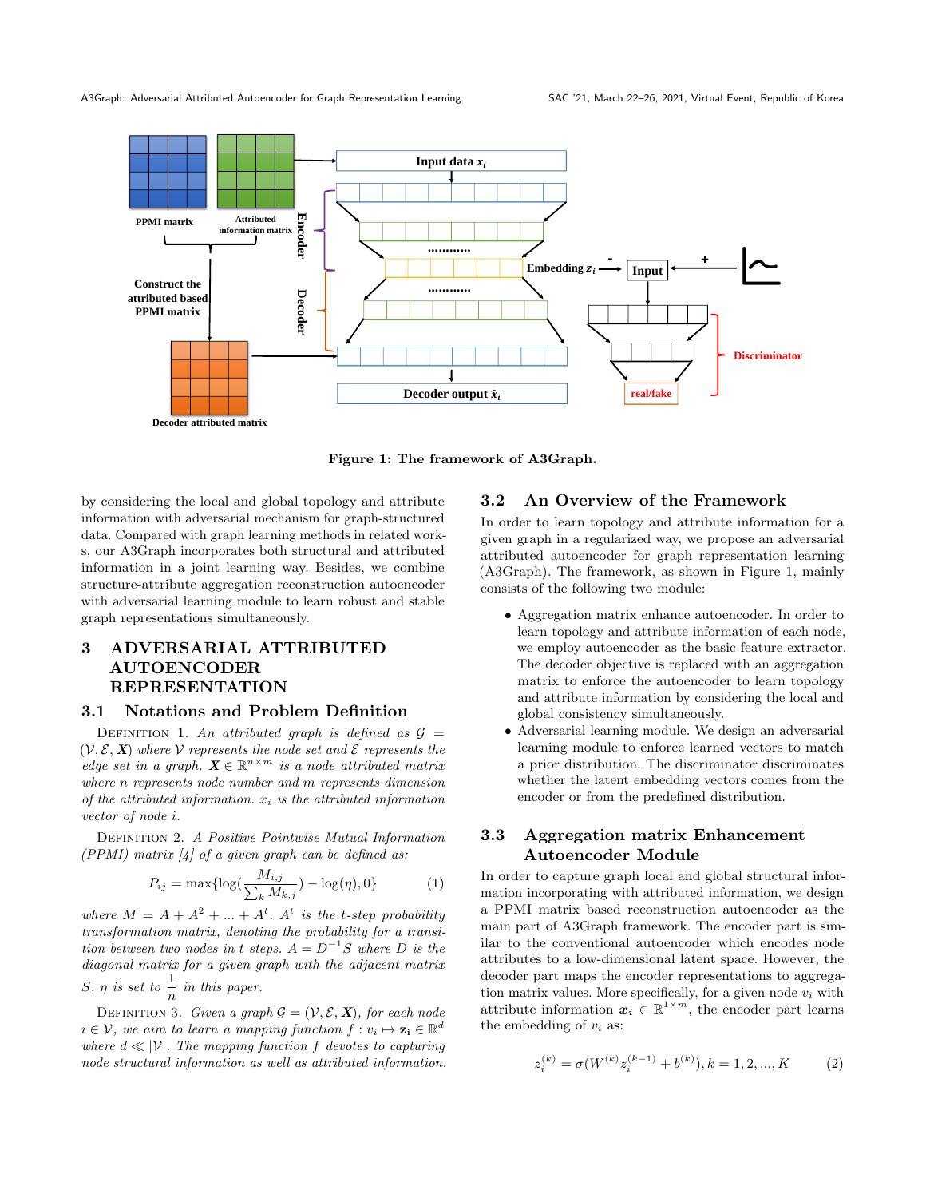Figure 1: The framework of A3Graph.

by considering the local and global topology and attribute information with adversarial mechanism for graph-structured data. Compared with graph learning methods in related works, our A3Graph incorporates both structural and attributed information in a joint learning way. Besides, we combine structure-attribute aggregation reconstruction autoencoder with adversarial learning module to learn robust and stable graph representations simultaneously.

# 3 ADVERSARIAL ATTRIBUTED AUTOENCODER REPRESENTATION

## 3.1 Notations and Problem Definition

Definition 1. *An attributed graph is defined as* $\mathcal{G} = (\mathcal{V}, \mathcal{E}, \boldsymbol{X})$ *where* $\mathcal{V}$ *represents the node set and* $\mathcal{E}$ *represents the edge set in a graph.* $\boldsymbol{X} \in \mathbb{R}^{n \times m}$ *is a node attributed matrix where* $n$ *represents node number and* $m$ *represents dimension of the attributed information.* $x_i$ *is the attributed information vector of node* $i$.

Definition 2. *A Positive Pointwise Mutual Information (PPMI) matrix [4] of a given graph can be defined as:*

$$P_{ij} = \max\{\log(\frac{M_{i,j}}{\sum_k M_{k,j}}) - \log(\eta), 0\} \tag{1}$$

*where* $M = A + A^2 + ... + A^t$. $A^t$ *is the* $t$*-step probability transformation matrix, denoting the probability for a transition between two nodes in* $t$ *steps.* $A = D^{-1}S$ *where* $D$ *is the diagonal matrix for a given graph with the adjacent matrix* $S$. $\eta$ *is set to* $\frac{1}{n}$ *in this paper.*

Definition 3. *Given a graph* $\mathcal{G} = (\mathcal{V}, \mathcal{E}, \boldsymbol{X})$, *for each node* $i \in \mathcal{V}$, *we aim to learn a mapping function* $f : v_i \mapsto \mathbf{z_i} \in \mathbb{R}^d$ *where* $d \ll |\mathcal{V}|$. *The mapping function* $f$ *devotes to capturing node structural information as well as attributed information.*

## 3.2 An Overview of the Framework

In order to learn topology and attribute information for a given graph in a regularized way, we propose an adversarial attributed autoencoder for graph representation learning (A3Graph). The framework, as shown in Figure 1, mainly consists of the following two module:

- Aggregation matrix enhance autoencoder. In order to learn topology and attribute information of each node, we employ autoencoder as the basic feature extractor. The decoder objective is replaced with an aggregation matrix to enforce the autoencoder to learn topology and attribute information by considering the local and global consistency simultaneously.
- Adversarial learning module. We design an adversarial learning module to enforce learned vectors to match a prior distribution. The discriminator discriminates whether the latent embedding vectors comes from the encoder or from the predefined distribution.

## 3.3 Aggregation matrix Enhancement Autoencoder Module

In order to capture graph local and global structural information incorporating with attributed information, we design a PPMI matrix based reconstruction autoencoder as the main part of A3Graph framework. The encoder part is similar to the conventional autoencoder which encodes node attributes to a low-dimensional latent space. However, the decoder part maps the encoder representations to aggregation matrix values. More specifically, for a given node $v_i$ with attribute information $\boldsymbol{x_i} \in \mathbb{R}^{1 \times m}$, the encoder part learns the embedding of $v_i$ as:

$$z_i^{(k)} = \sigma(W^{(k)} z_i^{(k-1)} + b^{(k)}), k = 1, 2, ..., K \tag{2}$$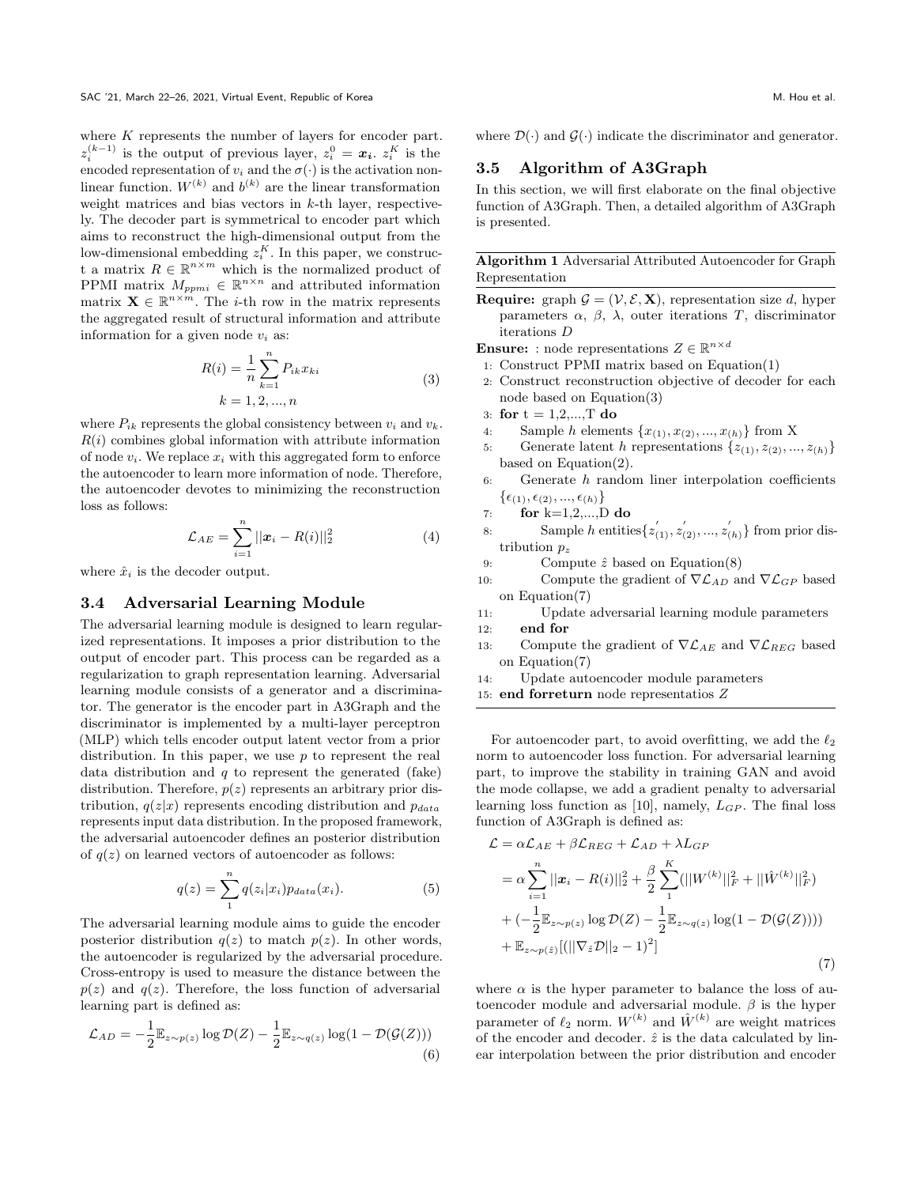where $K$ represents the number of layers for encoder part. $z_i^{(k-1)}$ is the output of previous layer, $z_i^0 = \boldsymbol{x_i}$. $z_i^K$ is the encoded representation of $v_i$ and the $\sigma(\cdot)$ is the activation nonlinear function. $W^{(k)}$ and $b^{(k)}$ are the linear transformation weight matrices and bias vectors in $k$-th layer, respectively. The decoder part is symmetrical to encoder part which aims to reconstruct the high-dimensional output from the low-dimensional embedding $z_i^K$. In this paper, we construct a matrix $R \in \mathbb{R}^{n\times m}$ which is the normalized product of PPMI matrix $M_{ppmi} \in \mathbb{R}^{n\times n}$ and attributed information matrix $\mathbf{X} \in \mathbb{R}^{n\times m}$. The $i$-th row in the matrix represents the aggregated result of structural information and attribute information for a given node $v_i$ as:

$$
R(i) = \frac{1}{n}\sum_{k=1}^{n} P_{ik} x_{ki}
$$
$$
k = 1, 2, ..., n \tag{3}
$$

where $P_{ik}$ represents the global consistency between $v_i$ and $v_k$. $R(i)$ combines global information with attribute information of node $v_i$. We replace $x_i$ with this aggregated form to enforce the autoencoder to learn more information of node. Therefore, the autoencoder devotes to minimizing the reconstruction loss as follows:

$$
\mathcal{L}_{AE} = \sum_{i=1}^{n} ||\boldsymbol{x}_i - R(i)||_2^2 \tag{4}
$$

where $\hat{x}_i$ is the decoder output.

### 3.4 Adversarial Learning Module

The adversarial learning module is designed to learn regularized representations. It imposes a prior distribution to the output of encoder part. This process can be regarded as a regularization to graph representation learning. Adversarial learning module consists of a generator and a discriminator. The generator is the encoder part in A3Graph and the discriminator is implemented by a multi-layer perceptron (MLP) which tells encoder output latent vector from a prior distribution. In this paper, we use $p$ to represent the real data distribution and $q$ to represent the generated (fake) distribution. Therefore, $p(z)$ represents an arbitrary prior distribution, $q(z|x)$ represents encoding distribution and $p_{data}$ represents input data distribution. In the proposed framework, the adversarial autoencoder defines an posterior distribution of $q(z)$ on learned vectors of autoencoder as follows:

$$
q(z) = \sum_{1}^{n} q(z_i|x_i) p_{data}(x_i). \tag{5}
$$

The adversarial learning module aims to guide the encoder posterior distribution $q(z)$ to match $p(z)$. In other words, the autoencoder is regularized by the adversarial procedure. Cross-entropy is used to measure the distance between the $p(z)$ and $q(z)$. Therefore, the loss function of adversarial learning part is defined as:

$$
\mathcal{L}_{AD} = -\frac{1}{2}\mathbb{E}_{z\sim p(z)} \log \mathcal{D}(Z) - \frac{1}{2}\mathbb{E}_{z\sim q(z)} \log(1 - \mathcal{D}(\mathcal{G}(Z))) \tag{6}
$$

where $\mathcal{D}(\cdot)$ and $\mathcal{G}(\cdot)$ indicate the discriminator and generator.

### 3.5 Algorithm of A3Graph

In this section, we will first elaborate on the final objective function of A3Graph. Then, a detailed algorithm of A3Graph is presented.

**Algorithm 1** Adversarial Attributed Autoencoder for Graph Representation

**Require:** graph $\mathcal{G} = (\mathcal{V}, \mathcal{E}, \mathbf{X})$, representation size $d$, hyper parameters $\alpha$, $\beta$, $\lambda$, outer iterations $T$, discriminator iterations $D$

**Ensure:** : node representations $Z \in \mathbb{R}^{n\times d}$

1: Construct PPMI matrix based on Equation(1)
2: Construct reconstruction objective of decoder for each node based on Equation(3)
3: **for** t = 1,2,...,T **do**
4: Sample $h$ elements $\{x_{(1)}, x_{(2)}, ..., x_{(h)}\}$ from X
5: Generate latent $h$ representations $\{z_{(1)}, z_{(2)}, ..., z_{(h)}\}$ based on Equation(2).
6: Generate $h$ random liner interpolation coefficients $\{\epsilon_{(1)}, \epsilon_{(2)}, ..., \epsilon_{(h)}\}$
7: **for** k=1,2,...,D **do**
8: Sample $h$ entities$\{z'_{(1)}, z'_{(2)}, ..., z'_{(h)}\}$ from prior distribution $p_z$
9: Compute $\hat{z}$ based on Equation(8)
10: Compute the gradient of $\nabla\mathcal{L}_{AD}$ and $\nabla\mathcal{L}_{GP}$ based on Equation(7)
11: Update adversarial learning module parameters
12: **end for**
13: Compute the gradient of $\nabla\mathcal{L}_{AE}$ and $\nabla\mathcal{L}_{REG}$ based on Equation(7)
14: Update autoencoder module parameters
15: **end forreturn** node representatios $Z$

For autoencoder part, to avoid overfitting, we add the $\ell_2$ norm to autoencoder loss function. For adversarial learning part, to improve the stability in training GAN and avoid the mode collapse, we add a gradient penalty to adversarial learning loss function as [10], namely, $L_{GP}$. The final loss function of A3Graph is defined as:

$$
\begin{aligned}
\mathcal{L} &= \alpha\mathcal{L}_{AE} + \beta\mathcal{L}_{REG} + \mathcal{L}_{AD} + \lambda L_{GP} \\
&= \alpha\sum_{i=1}^{n} ||\boldsymbol{x}_i - R(i)||_2^2 + \frac{\beta}{2}\sum_{1}^{K}(||W^{(k)}||_F^2 + ||\hat{W}^{(k)}||_F^2) \\
&+ (-\frac{1}{2}\mathbb{E}_{z\sim p(z)} \log \mathcal{D}(Z) - \frac{1}{2}\mathbb{E}_{z\sim q(z)} \log(1 - \mathcal{D}(\mathcal{G}(Z)))) \\
&+ \mathbb{E}_{z\sim p(\hat{z})}[(||\nabla_{\hat{z}}\mathcal{D}||_2 - 1)^2]
\end{aligned} \tag{7}
$$

where $\alpha$ is the hyper parameter to balance the loss of autoencoder module and adversarial module. $\beta$ is the hyper parameter of $\ell_2$ norm. $W^{(k)}$ and $\hat{W}^{(k)}$ are weight matrices of the encoder and decoder. $\hat{z}$ is the data calculated by linear interpolation between the prior distribution and encoder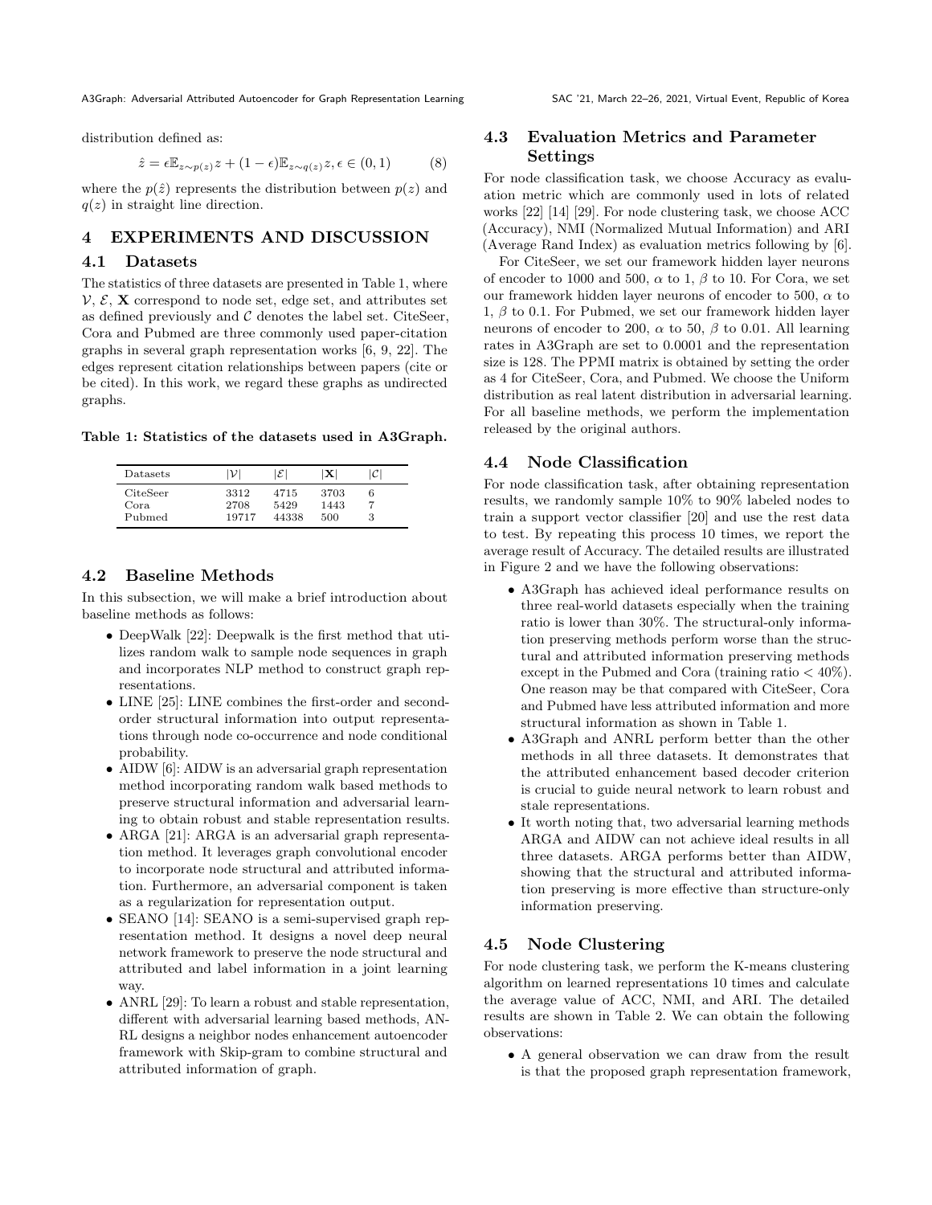distribution defined as:

$$\hat{z} = \epsilon \mathbb{E}_{z \sim p(z)} z + (1 - \epsilon) \mathbb{E}_{z \sim q(z)} z, \epsilon \in (0, 1) \tag{8}$$

where the $p(\hat{z})$ represents the distribution between $p(z)$ and $q(z)$ in straight line direction.

# 4 EXPERIMENTS AND DISCUSSION

## 4.1 Datasets

The statistics of three datasets are presented in Table 1, where $\mathcal{V}$, $\mathcal{E}$, $\mathbf{X}$ correspond to node set, edge set, and attributes set as defined previously and $\mathcal{C}$ denotes the label set. CiteSeer, Cora and Pubmed are three commonly used paper-citation graphs in several graph representation works [6, 9, 22]. The edges represent citation relationships between papers (cite or be cited). In this work, we regard these graphs as undirected graphs.

**Table 1: Statistics of the datasets used in A3Graph.**

| Datasets | $\|\mathcal{V}\|$ | $\|\mathcal{E}\|$ | $\|\mathbf{X}\|$ | $\|\mathcal{C}\|$ |
|---|---|---|---|---|
| CiteSeer | 3312 | 4715 | 3703 | 6 |
| Cora | 2708 | 5429 | 1443 | 7 |
| Pubmed | 19717 | 44338 | 500 | 3 |

## 4.2 Baseline Methods

In this subsection, we will make a brief introduction about baseline methods as follows:

- DeepWalk [22]: Deepwalk is the first method that utilizes random walk to sample node sequences in graph and incorporates NLP method to construct graph representations.
- LINE [25]: LINE combines the first-order and second-order structural information into output representations through node co-occurrence and node conditional probability.
- AIDW [6]: AIDW is an adversarial graph representation method incorporating random walk based methods to preserve structural information and adversarial learning to obtain robust and stable representation results.
- ARGA [21]: ARGA is an adversarial graph representation method. It leverages graph convolutional encoder to incorporate node structural and attributed information. Furthermore, an adversarial component is taken as a regularization for representation output.
- SEANO [14]: SEANO is a semi-supervised graph representation method. It designs a novel deep neural network framework to preserve the node structural and attributed and label information in a joint learning way.
- ANRL [29]: To learn a robust and stable representation, different with adversarial learning based methods, ANRL designs a neighbor nodes enhancement autoencoder framework with Skip-gram to combine structural and attributed information of graph.

## 4.3 Evaluation Metrics and Parameter Settings

For node classification task, we choose Accuracy as evaluation metric which are commonly used in lots of related works [22] [14] [29]. For node clustering task, we choose ACC (Accuracy), NMI (Normalized Mutual Information) and ARI (Average Rand Index) as evaluation metrics following by [6].

For CiteSeer, we set our framework hidden layer neurons of encoder to 1000 and 500, $\alpha$ to 1, $\beta$ to 10. For Cora, we set our framework hidden layer neurons of encoder to 500, $\alpha$ to 1, $\beta$ to 0.1. For Pubmed, we set our framework hidden layer neurons of encoder to 200, $\alpha$ to 50, $\beta$ to 0.01. All learning rates in A3Graph are set to 0.0001 and the representation size is 128. The PPMI matrix is obtained by setting the order as 4 for CiteSeer, Cora, and Pubmed. We choose the Uniform distribution as real latent distribution in adversarial learning. For all baseline methods, we perform the implementation released by the original authors.

## 4.4 Node Classification

For node classification task, after obtaining representation results, we randomly sample 10% to 90% labeled nodes to train a support vector classifier [20] and use the rest data to test. By repeating this process 10 times, we report the average result of Accuracy. The detailed results are illustrated in Figure 2 and we have the following observations:

- A3Graph has achieved ideal performance results on three real-world datasets especially when the training ratio is lower than 30%. The structural-only information preserving methods perform worse than the structural and attributed information preserving methods except in the Pubmed and Cora (training ratio $< 40\%$). One reason may be that compared with CiteSeer, Cora and Pubmed have less attributed information and more structural information as shown in Table 1.
- A3Graph and ANRL perform better than the other methods in all three datasets. It demonstrates that the attributed enhancement based decoder criterion is crucial to guide neural network to learn robust and stale representations.
- It worth noting that, two adversarial learning methods ARGA and AIDW can not achieve ideal results in all three datasets. ARGA performs better than AIDW, showing that the structural and attributed information preserving is more effective than structure-only information preserving.

## 4.5 Node Clustering

For node clustering task, we perform the K-means clustering algorithm on learned representations 10 times and calculate the average value of ACC, NMI, and ARI. The detailed results are shown in Table 2. We can obtain the following observations:

- A general observation we can draw from the result is that the proposed graph representation framework,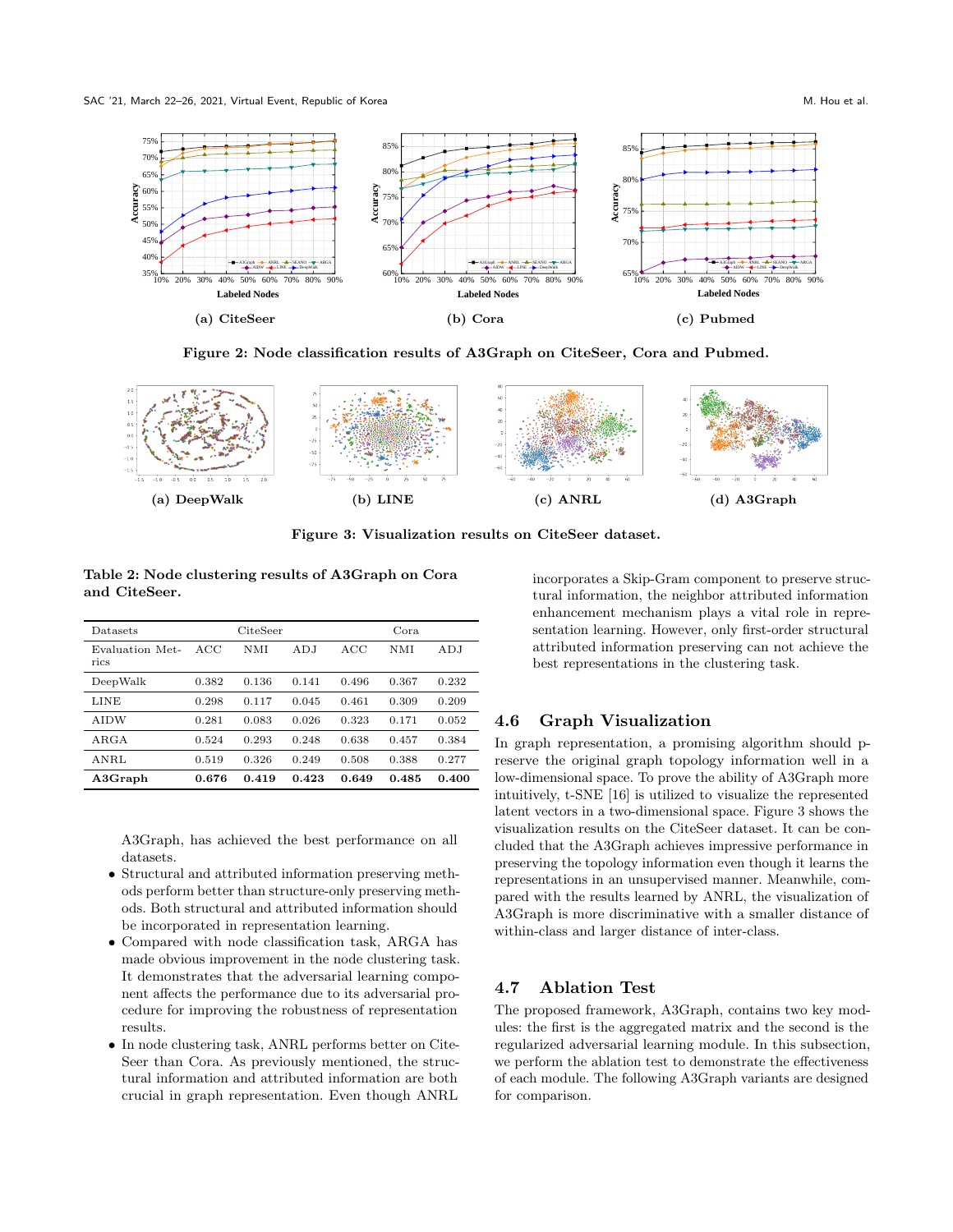Figure 2: Node classification results of A3Graph on CiteSeer, Cora and Pubmed.

(a) CiteSeer (b) Cora (c) Pubmed

Figure 3: Visualization results on CiteSeer dataset.

(a) DeepWalk (b) LINE (c) ANRL (d) A3Graph

**Table 2: Node clustering results of A3Graph on Cora and CiteSeer.**

| Datasets | CiteSeer | | | Cora | | |
|---|---|---|---|---|---|---|
| Evaluation Metrics | ACC | NMI | ADJ | ACC | NMI | ADJ |
| DeepWalk | 0.382 | 0.136 | 0.141 | 0.496 | 0.367 | 0.232 |
| LINE | 0.298 | 0.117 | 0.045 | 0.461 | 0.309 | 0.209 |
| AIDW | 0.281 | 0.083 | 0.026 | 0.323 | 0.171 | 0.052 |
| ARGA | 0.524 | 0.293 | 0.248 | 0.638 | 0.384 | 0.384 |
| ANRL | 0.519 | 0.326 | 0.249 | 0.508 | 0.388 | 0.277 |
| **A3Graph** | **0.676** | **0.419** | **0.423** | **0.649** | **0.485** | **0.400** |

A3Graph, has achieved the best performance on all datasets.

- Structural and attributed information preserving methods perform better than structure-only preserving methods. Both structural and attributed information should be incorporated in representation learning.
- Compared with node classification task, ARGA has made obvious improvement in the node clustering task. It demonstrates that the adversarial learning component affects the performance due to its adversarial procedure for improving the robustness of representation results.
- In node clustering task, ANRL performs better on CiteSeer than Cora. As previously mentioned, the structural information and attributed information are both crucial in graph representation. Even though ANRL incorporates a Skip-Gram component to preserve structural information, the neighbor attributed information enhancement mechanism plays a vital role in representation learning. However, only first-order structural attributed information preserving can not achieve the best representations in the clustering task.

## 4.6 Graph Visualization

In graph representation, a promising algorithm should preserve the original graph topology information well in a low-dimensional space. To prove the ability of A3Graph more intuitively, t-SNE [16] is utilized to visualize the represented latent vectors in a two-dimensional space. Figure 3 shows the visualization results on the CiteSeer dataset. It can be concluded that the A3Graph achieves impressive performance in preserving the topology information even though it learns the representations in an unsupervised manner. Meanwhile, compared with the results learned by ANRL, the visualization of A3Graph is more discriminative with a smaller distance of within-class and larger distance of inter-class.

## 4.7 Ablation Test

The proposed framework, A3Graph, contains two key modules: the first is the aggregated matrix and the second is the regularized adversarial learning module. In this subsection, we perform the ablation test to demonstrate the effectiveness of each module. The following A3Graph variants are designed for comparison.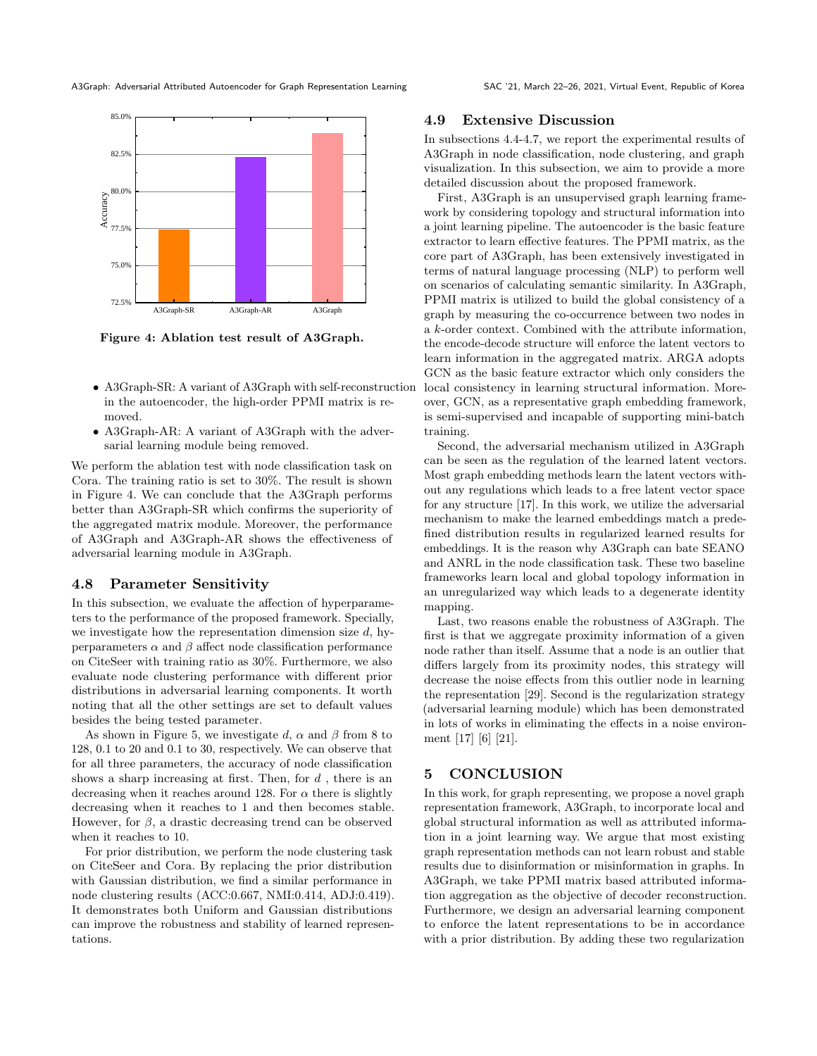Figure 4: Ablation test result of A3Graph.

- A3Graph-SR: A variant of A3Graph with self-reconstruction in the autoencoder, the high-order PPMI matrix is removed.
- A3Graph-AR: A variant of A3Graph with the adversarial learning module being removed.

We perform the ablation test with node classification task on Cora. The training ratio is set to 30%. The result is shown in Figure 4. We can conclude that the A3Graph performs better than A3Graph-SR which confirms the superiority of the aggregated matrix module. Moreover, the performance of A3Graph and A3Graph-AR shows the effectiveness of adversarial learning module in A3Graph.

## 4.8 Parameter Sensitivity

In this subsection, we evaluate the affection of hyperparameters to the performance of the proposed framework. Specially, we investigate how the representation dimension size $d$, hyperparameters $\alpha$ and $\beta$ affect node classification performance on CiteSeer with training ratio as 30%. Furthermore, we also evaluate node clustering performance with different prior distributions in adversarial learning components. It worth noting that all the other settings are set to default values besides the being tested parameter.

As shown in Figure 5, we investigate $d$, $\alpha$ and $\beta$ from 8 to 128, 0.1 to 20 and 0.1 to 30, respectively. We can observe that for all three parameters, the accuracy of node classification shows a sharp increasing at first. Then, for $d$ , there is an decreasing when it reaches around 128. For $\alpha$ there is slightly decreasing when it reaches to 1 and then becomes stable. However, for $\beta$, a drastic decreasing trend can be observed when it reaches to 10.

For prior distribution, we perform the node clustering task on CiteSeer and Cora. By replacing the prior distribution with Gaussian distribution, we find a similar performance in node clustering results (ACC:0.667, NMI:0.414, ADJ:0.419). It demonstrates both Uniform and Gaussian distributions can improve the robustness and stability of learned representations.

## 4.9 Extensive Discussion

In subsections 4.4-4.7, we report the experimental results of A3Graph in node classification, node clustering, and graph visualization. In this subsection, we aim to provide a more detailed discussion about the proposed framework.

First, A3Graph is an unsupervised graph learning framework by considering topology and structural information into a joint learning pipeline. The autoencoder is the basic feature extractor to learn effective features. The PPMI matrix, as the core part of A3Graph, has been extensively investigated in terms of natural language processing (NLP) to perform well on scenarios of calculating semantic similarity. In A3Graph, PPMI matrix is utilized to build the global consistency of a graph by measuring the co-occurrence between two nodes in a $k$-order context. Combined with the attribute information, the encode-decode structure will enforce the latent vectors to learn information in the aggregated matrix. ARGA adopts GCN as the basic feature extractor which only considers the local consistency in learning structural information. Moreover, GCN, as a representative graph embedding framework, is semi-supervised and incapable of supporting mini-batch training.

Second, the adversarial mechanism utilized in A3Graph can be seen as the regulation of the learned latent vectors. Most graph embedding methods learn the latent vectors without any regulations which leads to a free latent vector space for any structure [17]. In this work, we utilize the adversarial mechanism to make the learned embeddings match a predefined distribution results in regularized learned results for embeddings. It is the reason why A3Graph can bate SEANO and ANRL in the node classification task. These two baseline frameworks learn local and global topology information in an unregularized way which leads to a degenerate identity mapping.

Last, two reasons enable the robustness of A3Graph. The first is that we aggregate proximity information of a given node rather than itself. Assume that a node is an outlier that differs largely from its proximity nodes, this strategy will decrease the noise effects from this outlier node in learning the representation [29]. Second is the regularization strategy (adversarial learning module) which has been demonstrated in lots of works in eliminating the effects in a noise environment [17] [6] [21].

# 5 CONCLUSION

In this work, for graph representing, we propose a novel graph representation framework, A3Graph, to incorporate local and global structural information as well as attributed information in a joint learning way. We argue that most existing graph representation methods can not learn robust and stable results due to disinformation or misinformation in graphs. In A3Graph, we take PPMI matrix based attributed information aggregation as the objective of decoder reconstruction. Furthermore, we design an adversarial learning component to enforce the latent representations to be in accordance with a prior distribution. By adding these two regularization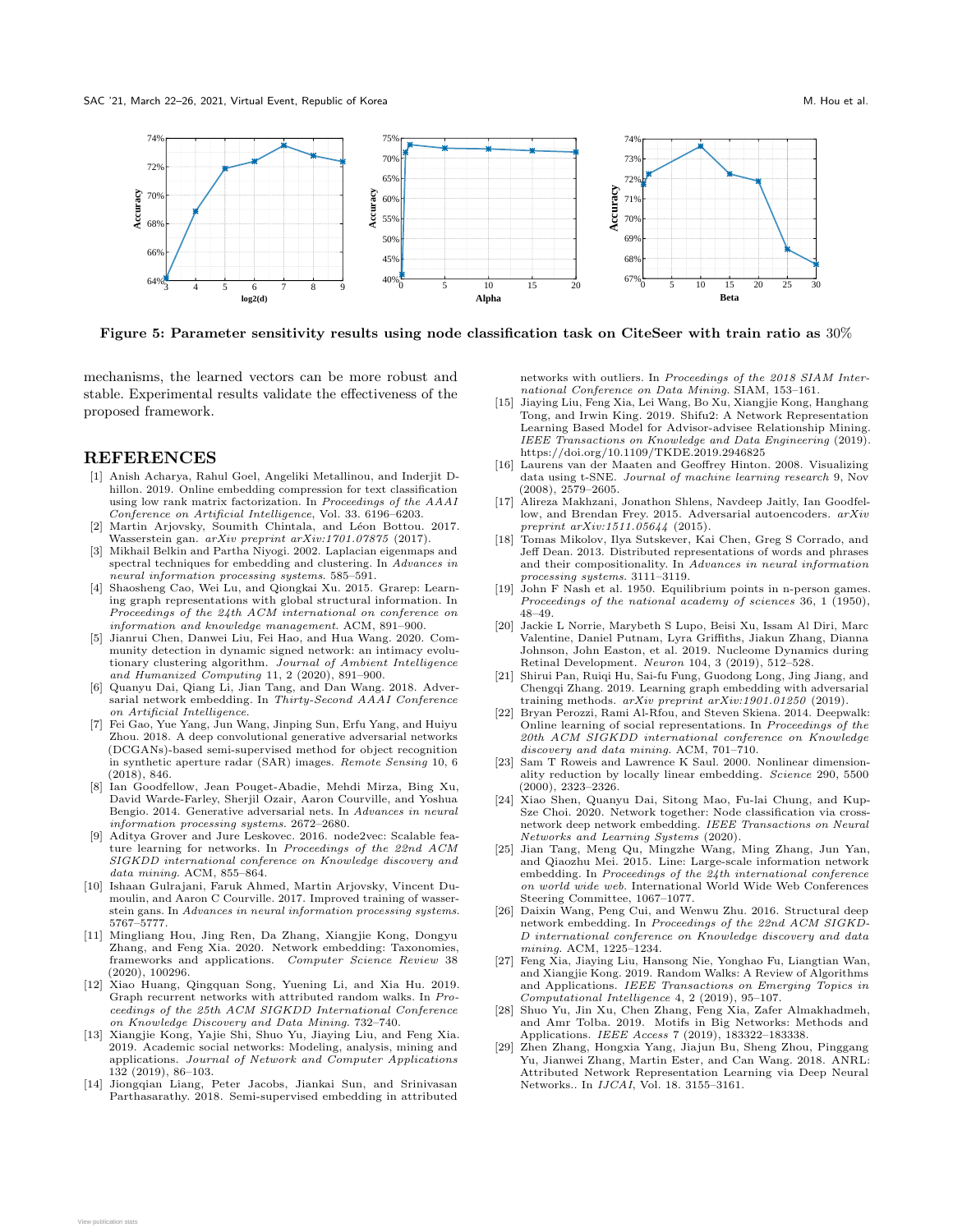74%
72%
70%
68%
66%
64%
Accuracy
3 4 5 6 7 8 9
log2(d)

75%
70%
65%
60%
55%
50%
45%
40%
Accuracy
0 5 10 15 20
Alpha

74%
73%
72%
71%
70%
69%
68%
67%
Accuracy
0 5 10 15 20 25 30
Beta

**Figure 5: Parameter sensitivity results using node classification task on CiteSeer with train ratio as 30%**

mechanisms, the learned vectors can be more robust and stable. Experimental results validate the effectiveness of the proposed framework.

## REFERENCES

[1] Anish Acharya, Rahul Goel, Angeliki Metallinou, and Inderjit Dhillon. 2019. Online embedding compression for text classification using low rank matrix factorization. In *Proceedings of the AAAI Conference on Artificial Intelligence*, Vol. 33. 6196–6203.

[2] Martin Arjovsky, Soumith Chintala, and Léon Bottou. 2017. Wasserstein gan. *arXiv preprint arXiv:1701.07875* (2017).

[3] Mikhail Belkin and Partha Niyogi. 2002. Laplacian eigenmaps and spectral techniques for embedding and clustering. In *Advances in neural information processing systems*. 585–591.

[4] Shaosheng Cao, Wei Lu, and Qiongkai Xu. 2015. Grarep: Learning graph representations with global structural information. In *Proceedings of the 24th ACM international on conference on information and knowledge management*. ACM, 891–900.

[5] Jianrui Chen, Danwei Liu, Fei Hao, and Hua Wang. 2020. Community detection in dynamic signed network: an intimacy evolutionary clustering algorithm. *Journal of Ambient Intelligence and Humanized Computing* 11, 2 (2020), 891–900.

[6] Quanyu Dai, Qiang Li, Jian Tang, and Dan Wang. 2018. Adversarial network embedding. In *Thirty-Second AAAI Conference on Artificial Intelligence*.

[7] Fei Gao, Yue Yang, Jun Wang, Jinping Sun, Erfu Yang, and Huiyu Zhou. 2018. A deep convolutional generative adversarial networks (DCGANs)-based semi-supervised method for object recognition in synthetic aperture radar (SAR) images. *Remote Sensing* 10, 6 (2018), 846.

[8] Ian Goodfellow, Jean Pouget-Abadie, Mehdi Mirza, Bing Xu, David Warde-Farley, Sherjil Ozair, Aaron Courville, and Yoshua Bengio. 2014. Generative adversarial nets. In *Advances in neural information processing systems*. 2672–2680.

[9] Aditya Grover and Jure Leskovec. 2016. node2vec: Scalable feature learning for networks. In *Proceedings of the 22nd ACM SIGKDD international conference on Knowledge discovery and data mining*. ACM, 855–864.

[10] Ishaan Gulrajani, Faruk Ahmed, Martin Arjovsky, Vincent Dumoulin, and Aaron C Courville. 2017. Improved training of wasserstein gans. In *Advances in neural information processing systems*. 5767–5777.

[11] Mingliang Hou, Jing Ren, Da Zhang, Xiangjie Kong, Dongyu Zhang, and Feng Xia. 2020. Network embedding: Taxonomies, frameworks and applications. *Computer Science Review* 38 (2020), 100296.

[12] Xiao Huang, Qingquan Song, Yuening Li, and Xia Hu. 2019. Graph recurrent networks with attributed random walks. In *Proceedings of the 25th ACM SIGKDD International Conference on Knowledge Discovery and Data Mining*. 732–740.

[13] Xiangjie Kong, Yajie Shi, Shuo Yu, Jiaying Liu, and Feng Xia. 2019. Academic social networks: Modeling, analysis, mining and applications. *Journal of Network and Computer Applications* 132 (2019), 86–103.

[14] Jiongqian Liang, Peter Jacobs, Jiankai Sun, and Srinivasan Parthasarathy. 2018. Semi-supervised embedding in attributed networks with outliers. In *Proceedings of the 2018 SIAM International Conference on Data Mining*. SIAM, 153–161.

[15] Jiaying Liu, Feng Xia, Lei Wang, Bo Xu, Xiangjie Kong, Hanghang Tong, and Irwin King. 2019. Shifu2: A Network Representation Learning Based Model for Advisor-advisee Relationship Mining. *IEEE Transactions on Knowledge and Data Engineering* (2019). https://doi.org/10.1109/TKDE.2019.2946825

[16] Laurens van der Maaten and Geoffrey Hinton. 2008. Visualizing data using t-SNE. *Journal of machine learning research* 9, Nov (2008), 2579–2605.

[17] Alireza Makhzani, Jonathon Shlens, Navdeep Jaitly, Ian Goodfellow, and Brendan Frey. 2015. Adversarial autoencoders. *arXiv preprint arXiv:1511.05644* (2015).

[18] Tomas Mikolov, Ilya Sutskever, Kai Chen, Greg S Corrado, and Jeff Dean. 2013. Distributed representations of words and phrases and their compositionality. In *Advances in neural information processing systems*. 3111–3119.

[19] John F Nash et al. 1950. Equilibrium points in n-person games. *Proceedings of the national academy of sciences* 36, 1 (1950), 48–49.

[20] Jackie L Norrie, Marybeth S Lupo, Beisi Xu, Issam Al Diri, Marc Valentine, Daniel Putnam, Lyra Griffiths, Jiakun Zhang, Dianna Johnson, John Easton, et al. 2019. Nucleome Dynamics during Retinal Development. *Neuron* 104, 3 (2019), 512–528.

[21] Shirui Pan, Ruiqi Hu, Sai-fu Fung, Guodong Long, Jing Jiang, and Chengqi Zhang. 2019. Learning graph embedding with adversarial training methods. *arXiv preprint arXiv:1901.01250* (2019).

[22] Bryan Perozzi, Rami Al-Rfou, and Steven Skiena. 2014. Deepwalk: Online learning of social representations. In *Proceedings of the 20th ACM SIGKDD international conference on Knowledge discovery and data mining*. ACM, 701–710.

[23] Sam T Roweis and Lawrence K Saul. 2000. Nonlinear dimensionality reduction by locally linear embedding. *Science* 290, 5500 (2000), 2323–2326.

[24] Xiao Shen, Quanyu Dai, Sitong Mao, Fu-lai Chung, and Kup-Sze Choi. 2020. Network together: Node classification via cross-network deep network embedding. *IEEE Transactions on Neural Networks and Learning Systems* (2020).

[25] Jian Tang, Meng Qu, Mingzhe Wang, Ming Zhang, Jun Yan, and Qiaozhu Mei. 2015. Line: Large-scale information network embedding. In *Proceedings of the 24th international conference on world wide web*. International World Wide Web Conferences Steering Committee, 1067–1077.

[26] Daixin Wang, Peng Cui, and Wenwu Zhu. 2016. Structural deep network embedding. In *Proceedings of the 22nd ACM SIGKDD international conference on Knowledge discovery and data mining*. ACM, 1225–1234.

[27] Feng Xia, Jiaying Liu, Hansong Nie, Yonghao Fu, Liangtian Wan, and Xiangjie Kong. 2019. Random Walks: A Review of Algorithms and Applications. *IEEE Transactions on Emerging Topics in Computational Intelligence* 4, 2 (2019), 95–107.

[28] Shuo Yu, Jin Xu, Chen Zhang, Feng Xia, Zafer Almakhadmeh, and Amr Tolba. 2019. Motifs in Big Networks: Methods and Applications. *IEEE Access* 7 (2019), 183322–183338.

[29] Zhen Zhang, Hongxia Yang, Jiajun Bu, Sheng Zhou, Pinggang Yu, Jianwei Zhang, Martin Ester, and Can Wang. 2018. ANRL: Attributed Network Representation Learning via Deep Neural Networks.. In *IJCAI*, Vol. 18. 3155–3161.